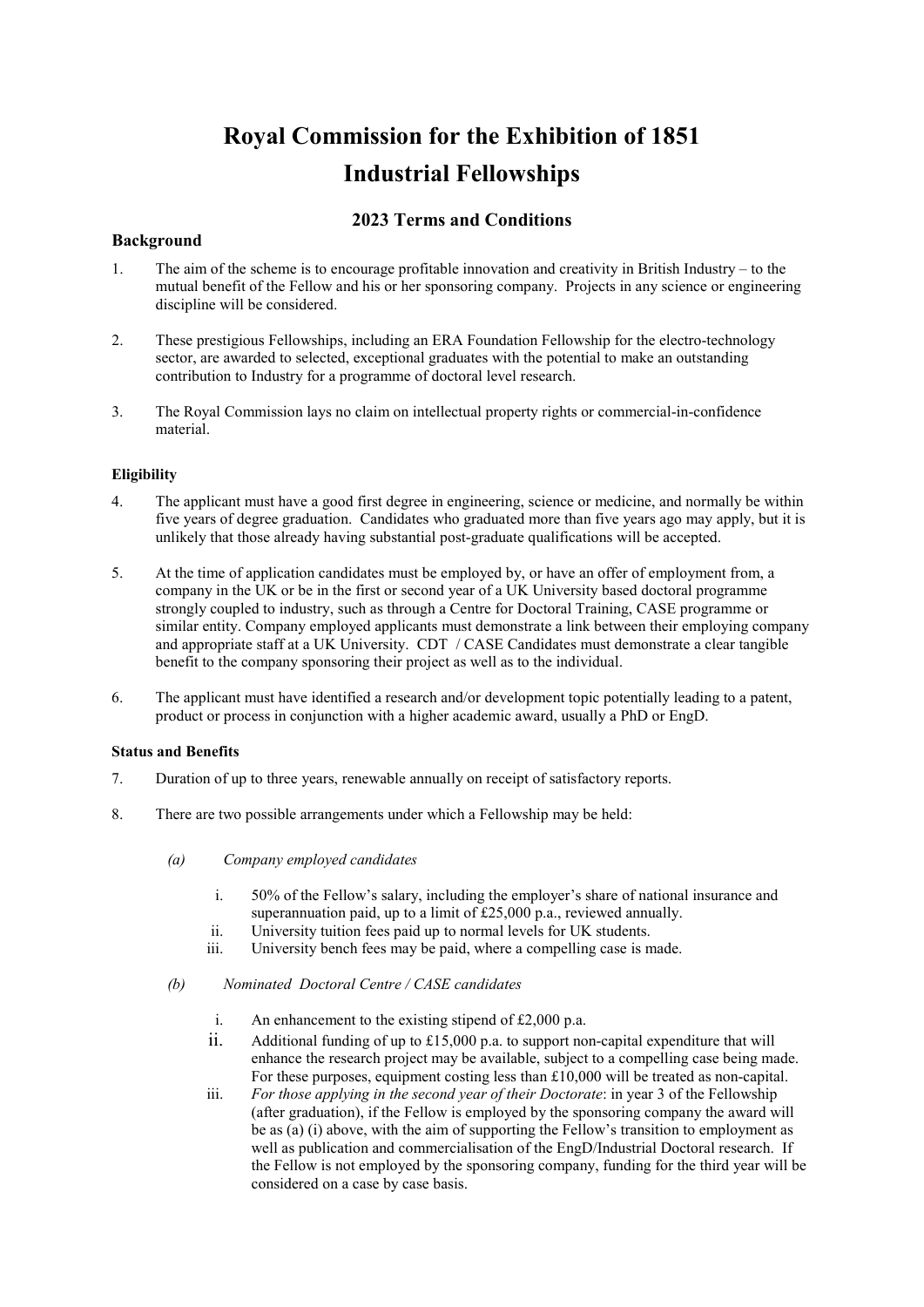# Royal Commission for the Exhibition of 1851
# Industrial Fellowships

## 2023 Terms and Conditions

### Background

1. The aim of the scheme is to encourage profitable innovation and creativity in British Industry – to the mutual benefit of the Fellow and his or her sponsoring company. Projects in any science or engineering discipline will be considered.

2. These prestigious Fellowships, including an ERA Foundation Fellowship for the electro-technology sector, are awarded to selected, exceptional graduates with the potential to make an outstanding contribution to Industry for a programme of doctoral level research.

3. The Royal Commission lays no claim on intellectual property rights or commercial-in-confidence material.

#### Eligibility

4. The applicant must have a good first degree in engineering, science or medicine, and normally be within five years of degree graduation. Candidates who graduated more than five years ago may apply, but it is unlikely that those already having substantial post-graduate qualifications will be accepted.

5. At the time of application candidates must be employed by, or have an offer of employment from, a company in the UK or be in the first or second year of a UK University based doctoral programme strongly coupled to industry, such as through a Centre for Doctoral Training, CASE programme or similar entity. Company employed applicants must demonstrate a link between their employing company and appropriate staff at a UK University. CDT / CASE Candidates must demonstrate a clear tangible benefit to the company sponsoring their project as well as to the individual.

6. The applicant must have identified a research and/or development topic potentially leading to a patent, product or process in conjunction with a higher academic award, usually a PhD or EngD.

#### Status and Benefits

7. Duration of up to three years, renewable annually on receipt of satisfactory reports.

8. There are two possible arrangements under which a Fellowship may be held:

   *(a) Company employed candidates*

   i. 50% of the Fellow's salary, including the employer's share of national insurance and superannuation paid, up to a limit of £25,000 p.a., reviewed annually.
   ii. University tuition fees paid up to normal levels for UK students.
   iii. University bench fees may be paid, where a compelling case is made.

   *(b) Nominated Doctoral Centre / CASE candidates*

   i. An enhancement to the existing stipend of £2,000 p.a.
   ii. Additional funding of up to £15,000 p.a. to support non-capital expenditure that will enhance the research project may be available, subject to a compelling case being made. For these purposes, equipment costing less than £10,000 will be treated as non-capital.
   iii. *For those applying in the second year of their Doctorate*: in year 3 of the Fellowship (after graduation), if the Fellow is employed by the sponsoring company the award will be as (a) (i) above, with the aim of supporting the Fellow's transition to employment as well as publication and commercialisation of the EngD/Industrial Doctoral research. If the Fellow is not employed by the sponsoring company, funding for the third year will be considered on a case by case basis.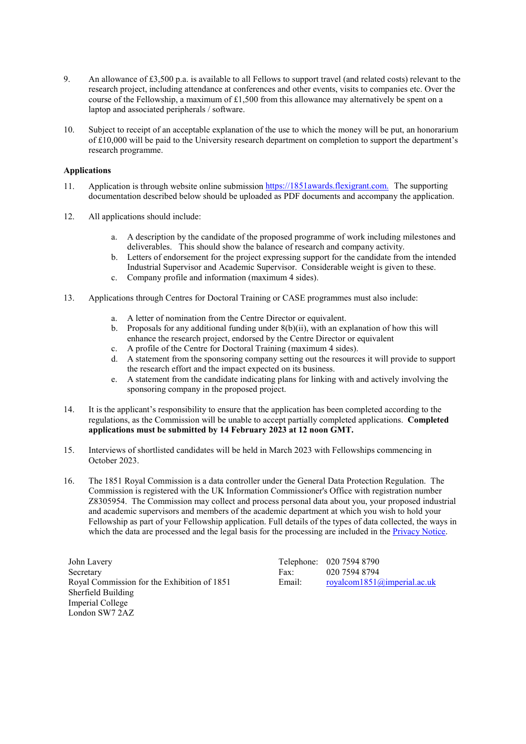9. An allowance of £3,500 p.a. is available to all Fellows to support travel (and related costs) relevant to the research project, including attendance at conferences and other events, visits to companies etc. Over the course of the Fellowship, a maximum of £1,500 from this allowance may alternatively be spent on a laptop and associated peripherals / software.

10. Subject to receipt of an acceptable explanation of the use to which the money will be put, an honorarium of £10,000 will be paid to the University research department on completion to support the department's research programme.

**Applications**

11. Application is through website online submission [https://1851awards.flexigrant.com.](https://1851awards.flexigrant.com) The supporting documentation described below should be uploaded as PDF documents and accompany the application.

12. All applications should include:

    a. A description by the candidate of the proposed programme of work including milestones and deliverables. This should show the balance of research and company activity.
    b. Letters of endorsement for the project expressing support for the candidate from the intended Industrial Supervisor and Academic Supervisor. Considerable weight is given to these.
    c. Company profile and information (maximum 4 sides).

13. Applications through Centres for Doctoral Training or CASE programmes must also include:

    a. A letter of nomination from the Centre Director or equivalent.
    b. Proposals for any additional funding under 8(b)(ii), with an explanation of how this will enhance the research project, endorsed by the Centre Director or equivalent
    c. A profile of the Centre for Doctoral Training (maximum 4 sides).
    d. A statement from the sponsoring company setting out the resources it will provide to support the research effort and the impact expected on its business.
    e. A statement from the candidate indicating plans for linking with and actively involving the sponsoring company in the proposed project.

14. It is the applicant's responsibility to ensure that the application has been completed according to the regulations, as the Commission will be unable to accept partially completed applications. **Completed applications must be submitted by 14 February 2023 at 12 noon GMT.**

15. Interviews of shortlisted candidates will be held in March 2023 with Fellowships commencing in October 2023.

16. The 1851 Royal Commission is a data controller under the General Data Protection Regulation. The Commission is registered with the UK Information Commissioner's Office with registration number Z8305954. The Commission may collect and process personal data about you, your proposed industrial and academic supervisors and members of the academic department at which you wish to hold your Fellowship as part of your Fellowship application. Full details of the types of data collected, the ways in which the data are processed and the legal basis for the processing are included in the Privacy Notice.

John Lavery
Secretary
Royal Commission for the Exhibition of 1851
Sherfield Building
Imperial College
London SW7 2AZ

Telephone: 020 7594 8790
Fax: 020 7594 8794
Email: royalcom1851@imperial.ac.uk